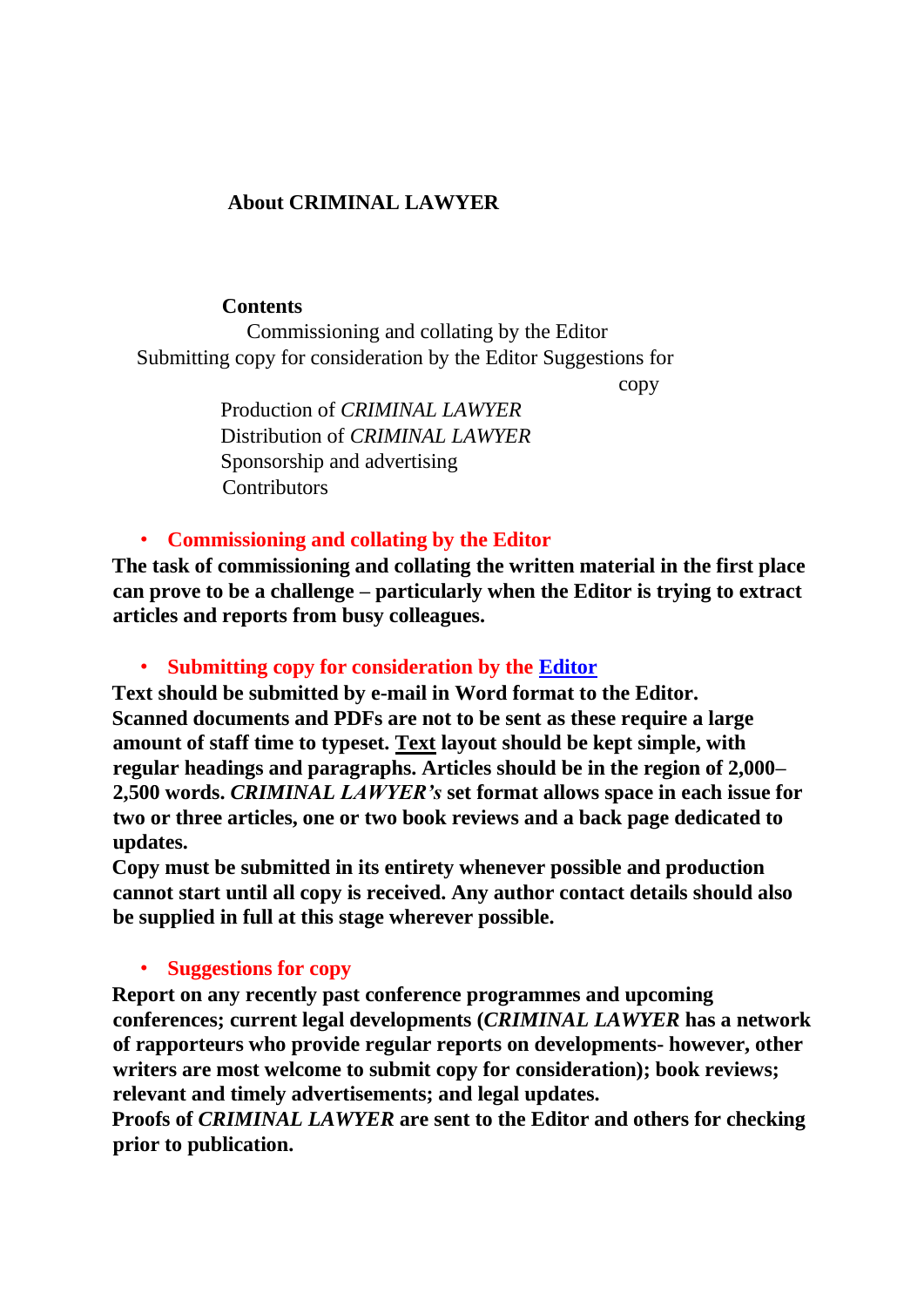# About CRIMINAL LAWYER

## Contents

- Commissioning and collating by the Editor
- Submitting copy for consideration by the Editor
- Suggestions for copy
- Production of *CRIMINAL LAWYER*
- Distribution of *CRIMINAL LAWYER*
- Sponsorship and advertising
- Contributors

### • Commissioning and collating by the Editor

**The task of commissioning and collating the written material in the first place can prove to be a challenge – particularly when the Editor is trying to extract articles and reports from busy colleagues.**

### • Submitting copy for consideration by the Editor

**Text should be submitted by e-mail in Word format to the Editor. Scanned documents and PDFs are not to be sent as these require a large amount of staff time to typeset. Text layout should be kept simple, with regular headings and paragraphs. Articles should be in the region of 2,000–2,500 words. *CRIMINAL LAWYER's* set format allows space in each issue for two or three articles, one or two book reviews and a back page dedicated to updates.**

**Copy must be submitted in its entirety whenever possible and production cannot start until all copy is received. Any author contact details should also be supplied in full at this stage wherever possible.**

### • Suggestions for copy

**Report on any recently past conference programmes and upcoming conferences; current legal developments (*CRIMINAL LAWYER* has a network of rapporteurs who provide regular reports on developments- however, other writers are most welcome to submit copy for consideration); book reviews; relevant and timely advertisements; and legal updates.**

**Proofs of *CRIMINAL LAWYER* are sent to the Editor and others for checking prior to publication.**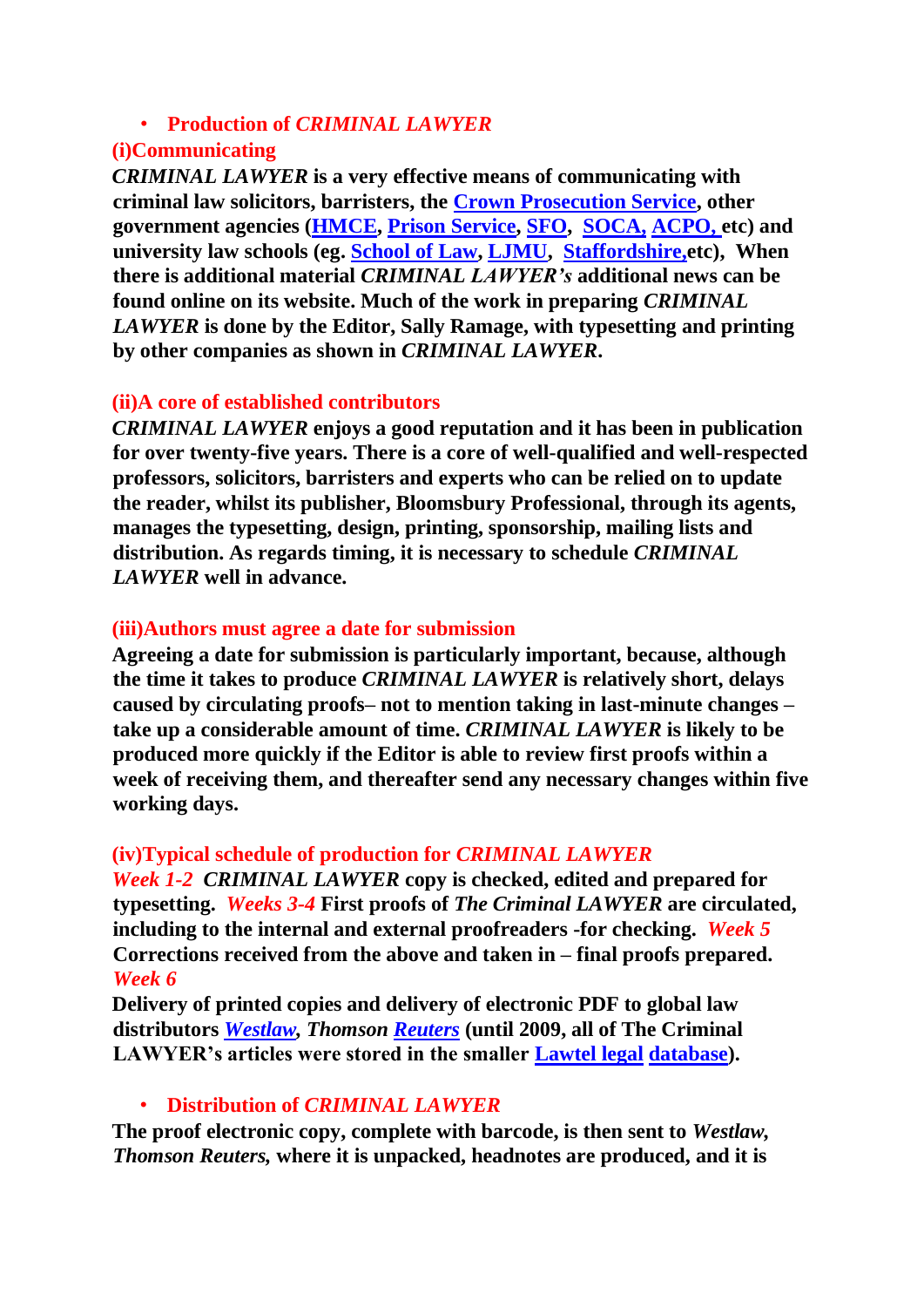- **Production of *CRIMINAL LAWYER***

**(i)Communicating**

***CRIMINAL LAWYER* is a very effective means of communicating with criminal law solicitors, barristers, the Crown Prosecution Service, other government agencies (HMCE, Prison Service, SFO, SOCA, ACPO, etc) and university law schools (eg. School of Law, LJMU, Staffordshire,etc), When there is additional material *CRIMINAL LAWYER's* additional news can be found online on its website. Much of the work in preparing *CRIMINAL LAWYER* is done by the Editor, Sally Ramage, with typesetting and printing by other companies as shown in *CRIMINAL LAWYER*.**

**(ii)A core of established contributors**

***CRIMINAL LAWYER* enjoys a good reputation and it has been in publication for over twenty-five years. There is a core of well-qualified and well-respected professors, solicitors, barristers and experts who can be relied on to update the reader, whilst its publisher, Bloomsbury Professional, through its agents, manages the typesetting, design, printing, sponsorship, mailing lists and distribution. As regards timing, it is necessary to schedule *CRIMINAL LAWYER* well in advance.**

**(iii)Authors must agree a date for submission**

**Agreeing a date for submission is particularly important, because, although the time it takes to produce *CRIMINAL LAWYER* is relatively short, delays caused by circulating proofs– not to mention taking in last-minute changes – take up a considerable amount of time. *CRIMINAL LAWYER* is likely to be produced more quickly if the Editor is able to review first proofs within a week of receiving them, and thereafter send any necessary changes within five working days.**

**(iv)Typical schedule of production for *CRIMINAL LAWYER***

***Week 1-2* *CRIMINAL LAWYER* copy is checked, edited and prepared for typesetting. *Weeks 3-4* First proofs of *The Criminal LAWYER* are circulated, including to the internal and external proofreaders -for checking. *Week 5* Corrections received from the above and taken in – final proofs prepared. *Week 6***

**Delivery of printed copies and delivery of electronic PDF to global law distributors *Westlaw*, *Thomson Reuters* (until 2009, all of The Criminal LAWYER's articles were stored in the smaller Lawtel legal database).**

- **Distribution of *CRIMINAL LAWYER***

**The proof electronic copy, complete with barcode, is then sent to *Westlaw, Thomson Reuters,* where it is unpacked, headnotes are produced, and it is**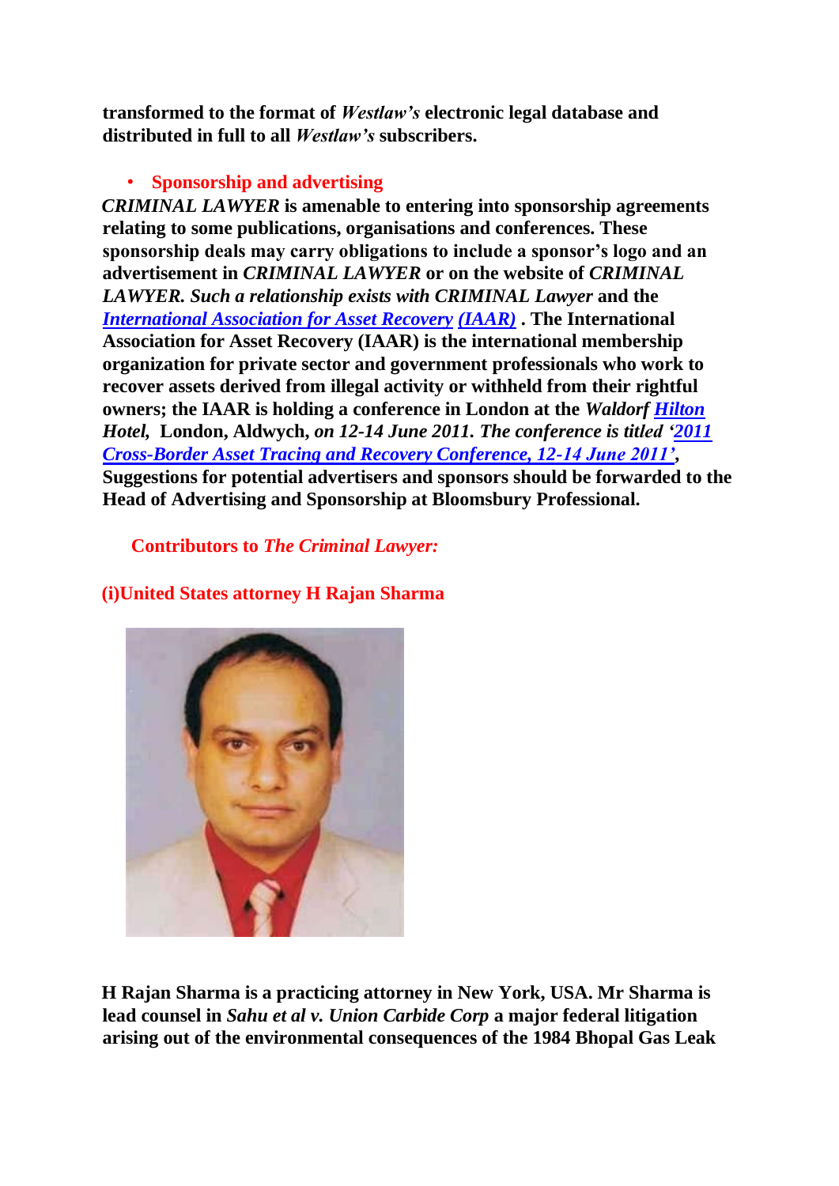**transformed to the format of *Westlaw's* electronic legal database and distributed in full to all *Westlaw's* subscribers.**

- **Sponsorship and advertising**

***CRIMINAL LAWYER* is amenable to entering into sponsorship agreements relating to some publications, organisations and conferences. These sponsorship deals may carry obligations to include a sponsor's logo and an advertisement in *CRIMINAL LAWYER* or on the website of *CRIMINAL LAWYER. Such a relationship exists with CRIMINAL Lawyer* and the *International Association for Asset Recovery (IAAR)* . The International Association for Asset Recovery (IAAR) is the international membership organization for private sector and government professionals who work to recover assets derived from illegal activity or withheld from their rightful owners; the IAAR is holding a conference in London at the *Waldorf Hilton Hotel,* London, Aldwych, *on 12-14 June 2011. The conference is titled '2011 Cross-Border Asset Tracing and Recovery Conference, 12-14 June 2011'*, Suggestions for potential advertisers and sponsors should be forwarded to the Head of Advertising and Sponsorship at Bloomsbury Professional.**

## Contributors to *The Criminal Lawyer:*

### (i)United States attorney H Rajan Sharma

**H Rajan Sharma is a practicing attorney in New York, USA. Mr Sharma is lead counsel in *Sahu et al v. Union Carbide Corp* a major federal litigation arising out of the environmental consequences of the 1984 Bhopal Gas Leak**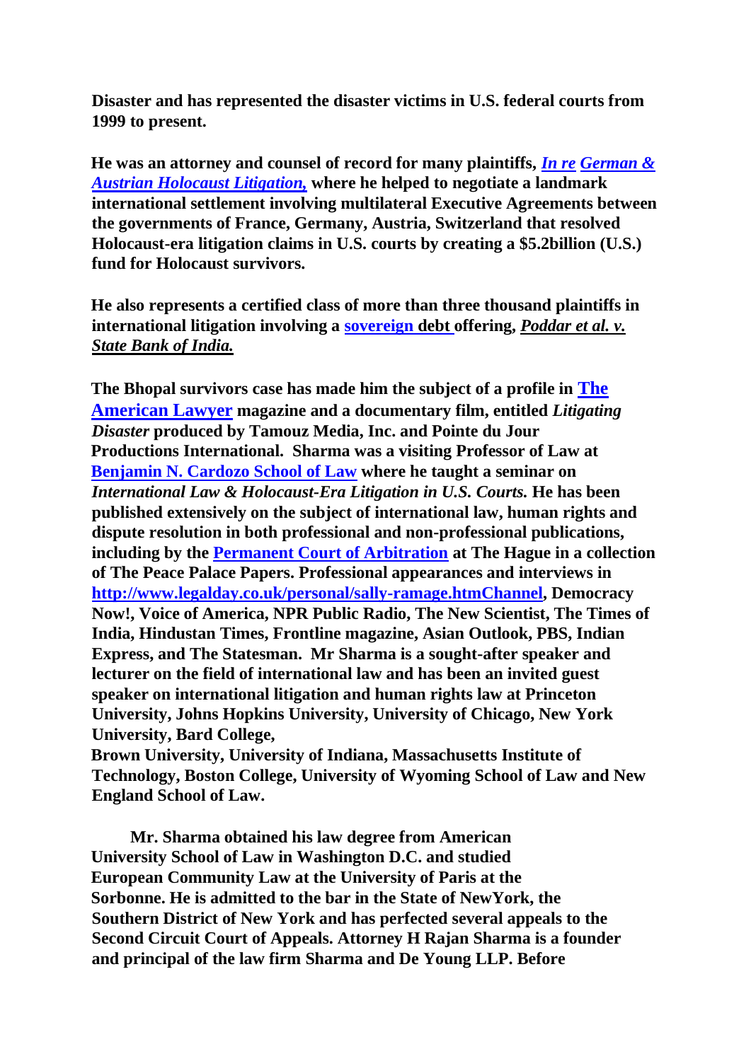**Disaster and has represented the disaster victims in U.S. federal courts from 1999 to present.**

**He was an attorney and counsel of record for many plaintiffs, *In re German & Austrian Holocaust Litigation,* where he helped to negotiate a landmark international settlement involving multilateral Executive Agreements between the governments of France, Germany, Austria, Switzerland that resolved Holocaust-era litigation claims in U.S. courts by creating a $5.2billion (U.S.) fund for Holocaust survivors.**

**He also represents a certified class of more than three thousand plaintiffs in international litigation involving a sovereign debt offering, *Poddar et al. v. State Bank of India.***

**The Bhopal survivors case has made him the subject of a profile in The American Lawyer magazine and a documentary film, entitled *Litigating Disaster* produced by Tamouz Media, Inc. and Pointe du Jour Productions International. Sharma was a visiting Professor of Law at Benjamin N. Cardozo School of Law where he taught a seminar on *International Law & Holocaust-Era Litigation in U.S. Courts.* He has been published extensively on the subject of international law, human rights and dispute resolution in both professional and non-professional publications, including by the Permanent Court of Arbitration at The Hague in a collection of The Peace Palace Papers. Professional appearances and interviews in http://www.legalday.co.uk/personal/sally-ramage.htmChannel, Democracy Now!, Voice of America, NPR Public Radio, The New Scientist, The Times of India, Hindustan Times, Frontline magazine, Asian Outlook, PBS, Indian Express, and The Statesman. Mr Sharma is a sought-after speaker and lecturer on the field of international law and has been an invited guest speaker on international litigation and human rights law at Princeton University, Johns Hopkins University, University of Chicago, New York University, Bard College,**
**Brown University, University of Indiana, Massachusetts Institute of Technology, Boston College, University of Wyoming School of Law and New England School of Law.**

**Mr. Sharma obtained his law degree from American University School of Law in Washington D.C. and studied European Community Law at the University of Paris at the Sorbonne. He is admitted to the bar in the State of NewYork, the Southern District of New York and has perfected several appeals to the Second Circuit Court of Appeals. Attorney H Rajan Sharma is a founder and principal of the law firm Sharma and De Young LLP. Before**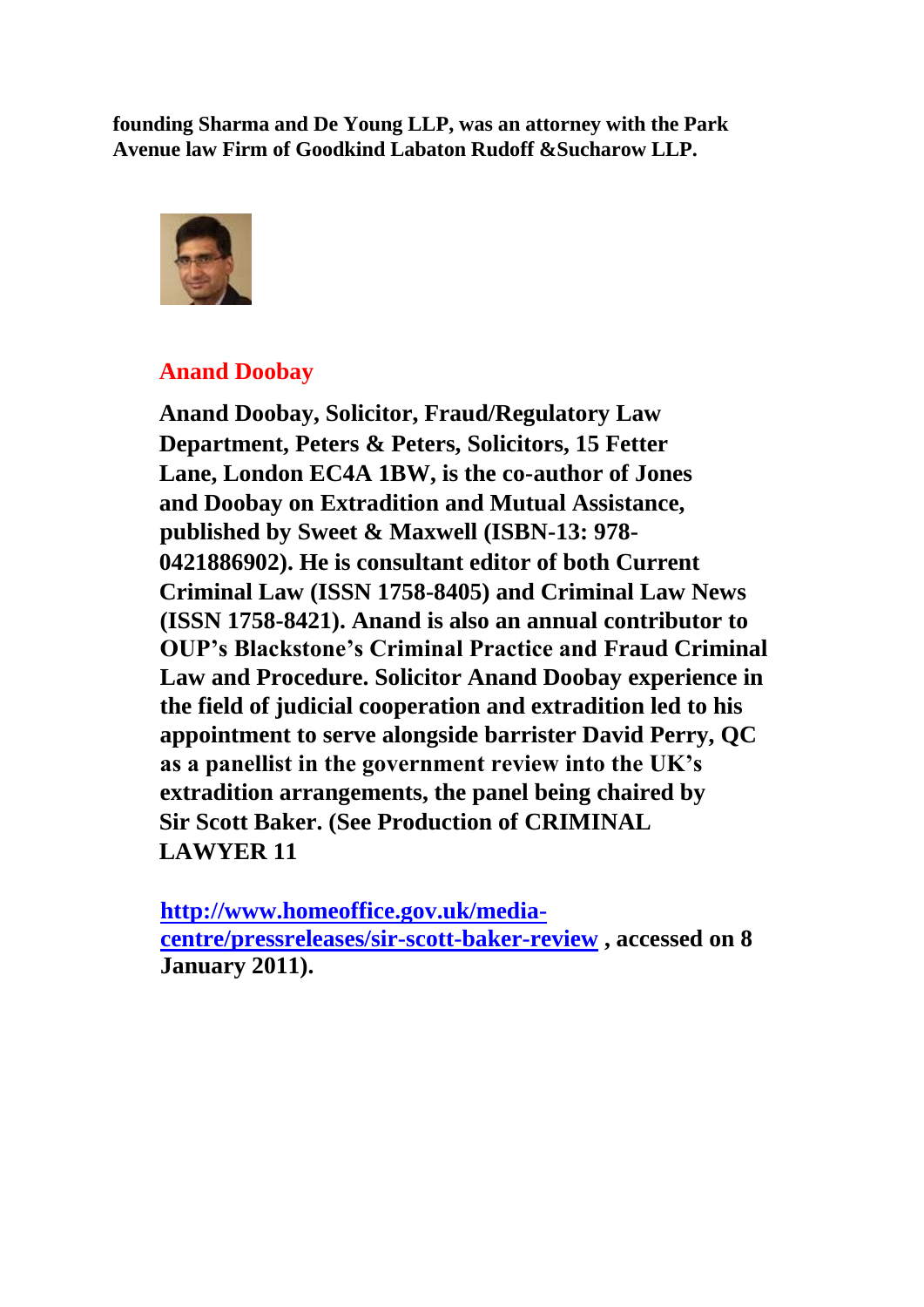**founding Sharma and De Young LLP, was an attorney with the Park Avenue law Firm of Goodkind Labaton Rudoff &Sucharow LLP.**

## Anand Doobay

**Anand Doobay, Solicitor, Fraud/Regulatory Law Department, Peters & Peters, Solicitors, 15 Fetter Lane, London EC4A 1BW, is the co-author of Jones and Doobay on Extradition and Mutual Assistance, published by Sweet & Maxwell (ISBN-13: 978-0421886902). He is consultant editor of both Current Criminal Law (ISSN 1758-8405) and Criminal Law News (ISSN 1758-8421). Anand is also an annual contributor to OUP's Blackstone's Criminal Practice and Fraud Criminal Law and Procedure. Solicitor Anand Doobay experience in the field of judicial cooperation and extradition led to his appointment to serve alongside barrister David Perry, QC as a panellist in the government review into the UK's extradition arrangements, the panel being chaired by Sir Scott Baker. (See Production of CRIMINAL LAWYER 11**

**[http://www.homeoffice.gov.uk/media-centre/pressreleases/sir-scott-baker-review](http://www.homeoffice.gov.uk/media-centre/pressreleases/sir-scott-baker-review) , accessed on 8 January 2011).**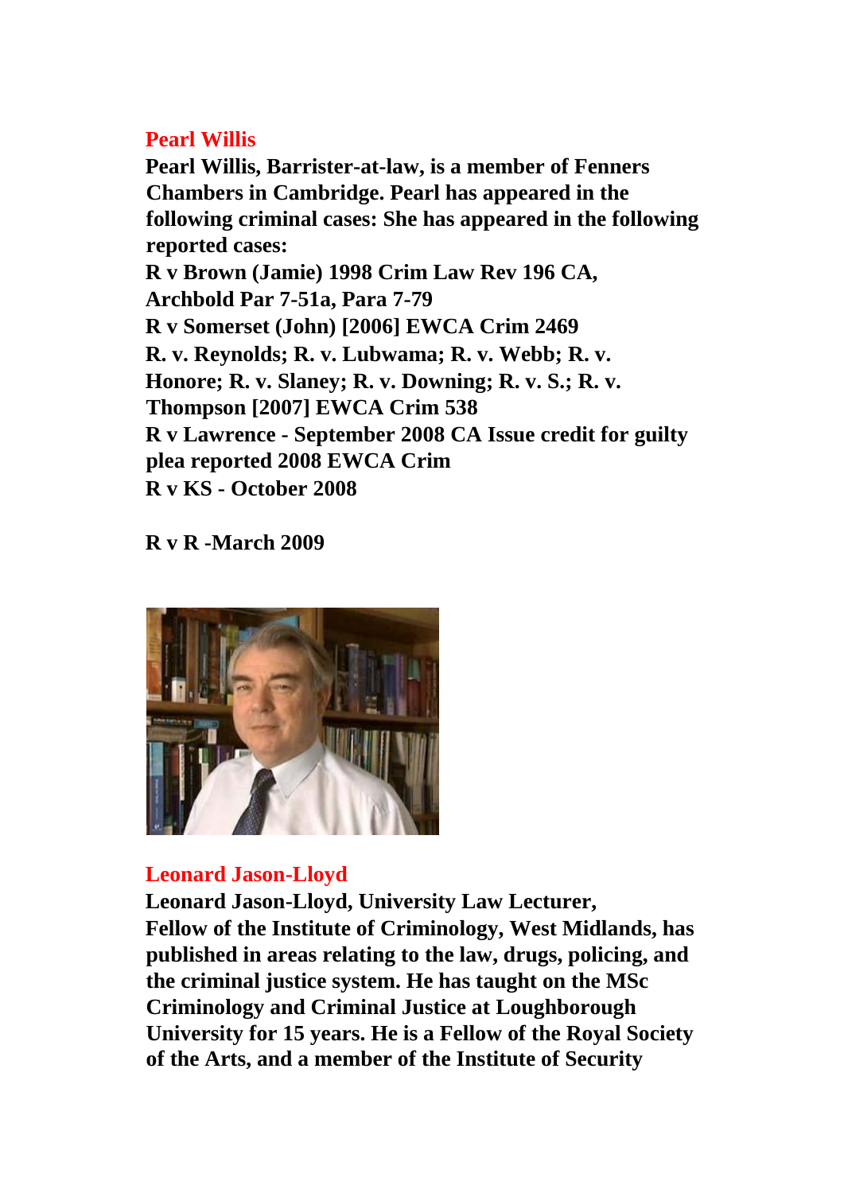## Pearl Willis

**Pearl Willis, Barrister-at-law, is a member of Fenners Chambers in Cambridge. Pearl has appeared in the following criminal cases: She has appeared in the following reported cases:**

**R v Brown (Jamie) 1998 Crim Law Rev 196 CA, Archbold Par 7-51a, Para 7-79**

**R v Somerset (John) [2006] EWCA Crim 2469**

**R. v. Reynolds; R. v. Lubwama; R. v. Webb; R. v. Honore; R. v. Slaney; R. v. Downing; R. v. S.; R. v. Thompson [2007] EWCA Crim 538**

**R v Lawrence - September 2008 CA Issue credit for guilty plea reported 2008 EWCA Crim**

**R v KS - October 2008**

**R v R -March 2009**

## Leonard Jason-Lloyd

**Leonard Jason-Lloyd, University Law Lecturer, Fellow of the Institute of Criminology, West Midlands, has published in areas relating to the law, drugs, policing, and the criminal justice system. He has taught on the MSc Criminology and Criminal Justice at Loughborough University for 15 years. He is a Fellow of the Royal Society of the Arts, and a member of the Institute of Security**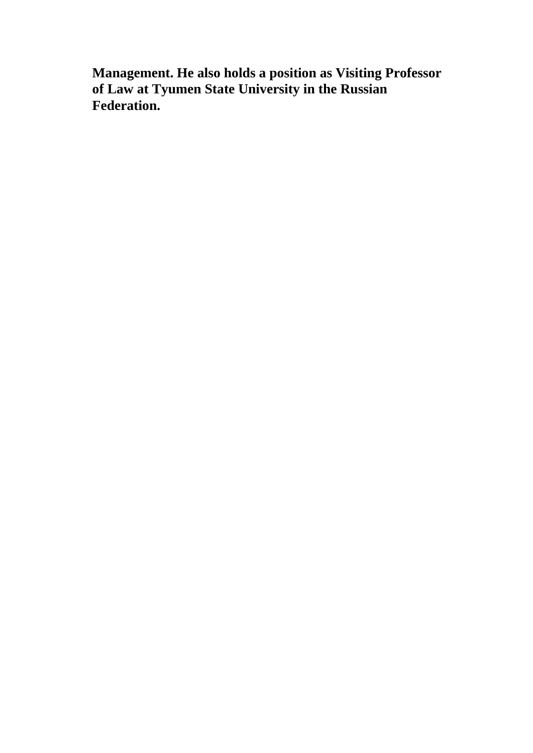**Management. He also holds a position as Visiting Professor of Law at Tyumen State University in the Russian Federation.**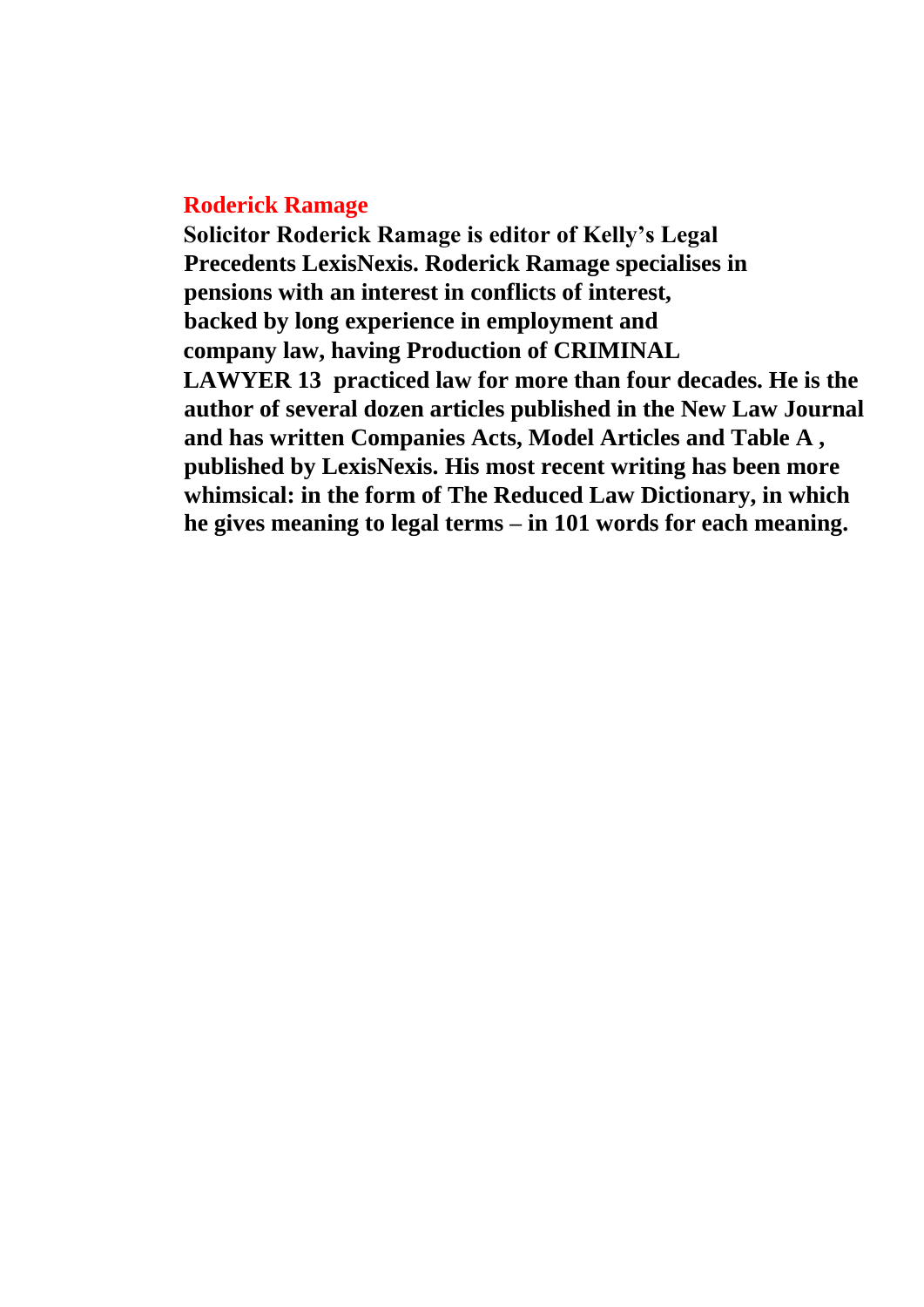**Roderick Ramage**

**Solicitor Roderick Ramage is editor of Kelly's Legal Precedents LexisNexis. Roderick Ramage specialises in pensions with an interest in conflicts of interest, backed by long experience in employment and company law, having Production of CRIMINAL LAWYER 13 practiced law for more than four decades. He is the author of several dozen articles published in the New Law Journal and has written Companies Acts, Model Articles and Table A , published by LexisNexis. His most recent writing has been more whimsical: in the form of The Reduced Law Dictionary, in which he gives meaning to legal terms – in 101 words for each meaning.**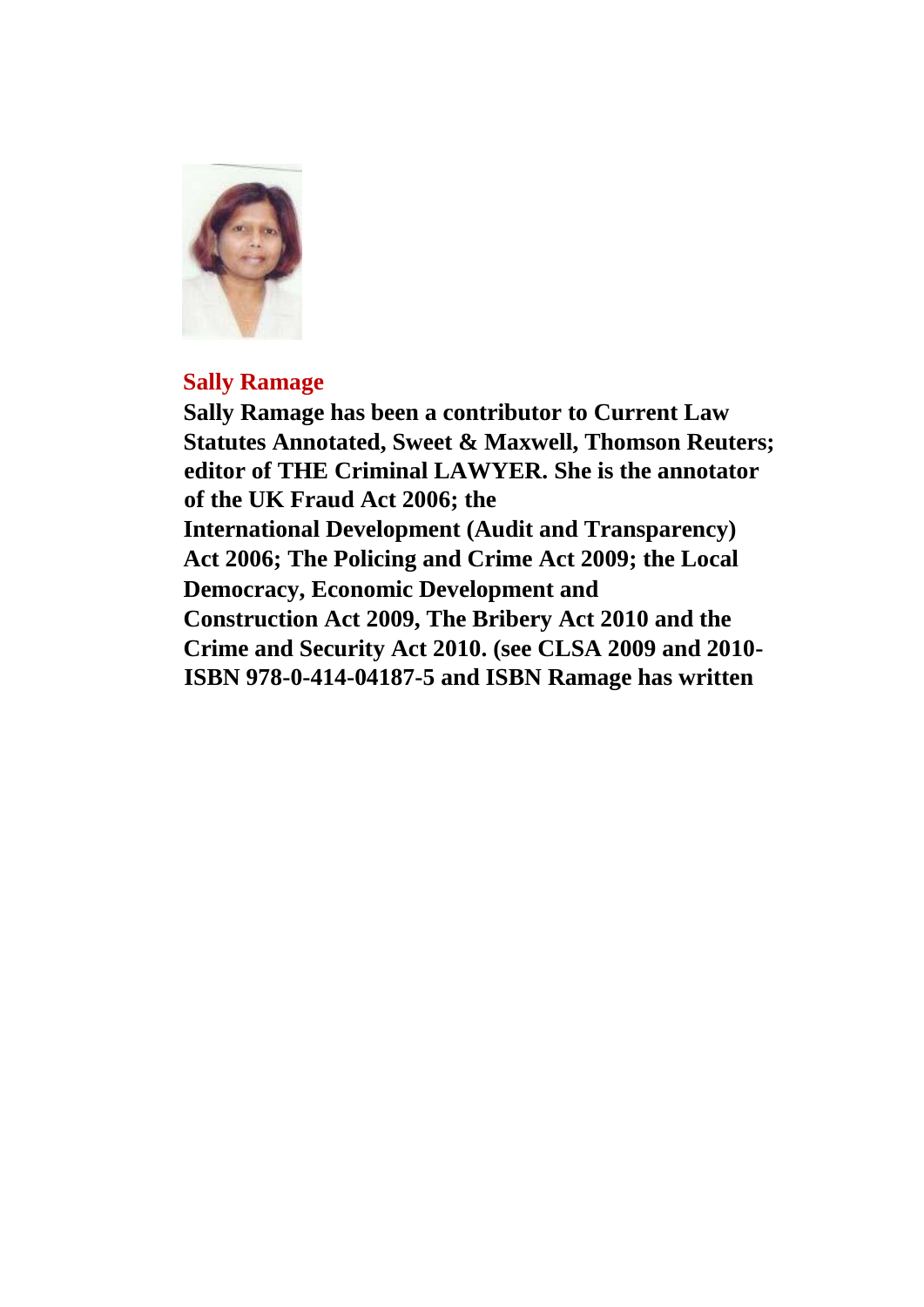**Sally Ramage**

**Sally Ramage has been a contributor to Current Law Statutes Annotated, Sweet & Maxwell, Thomson Reuters; editor of THE Criminal LAWYER. She is the annotator of the UK Fraud Act 2006; the International Development (Audit and Transparency) Act 2006; The Policing and Crime Act 2009; the Local Democracy, Economic Development and Construction Act 2009, The Bribery Act 2010 and the Crime and Security Act 2010. (see CLSA 2009 and 2010- ISBN 978-0-414-04187-5 and ISBN Ramage has written**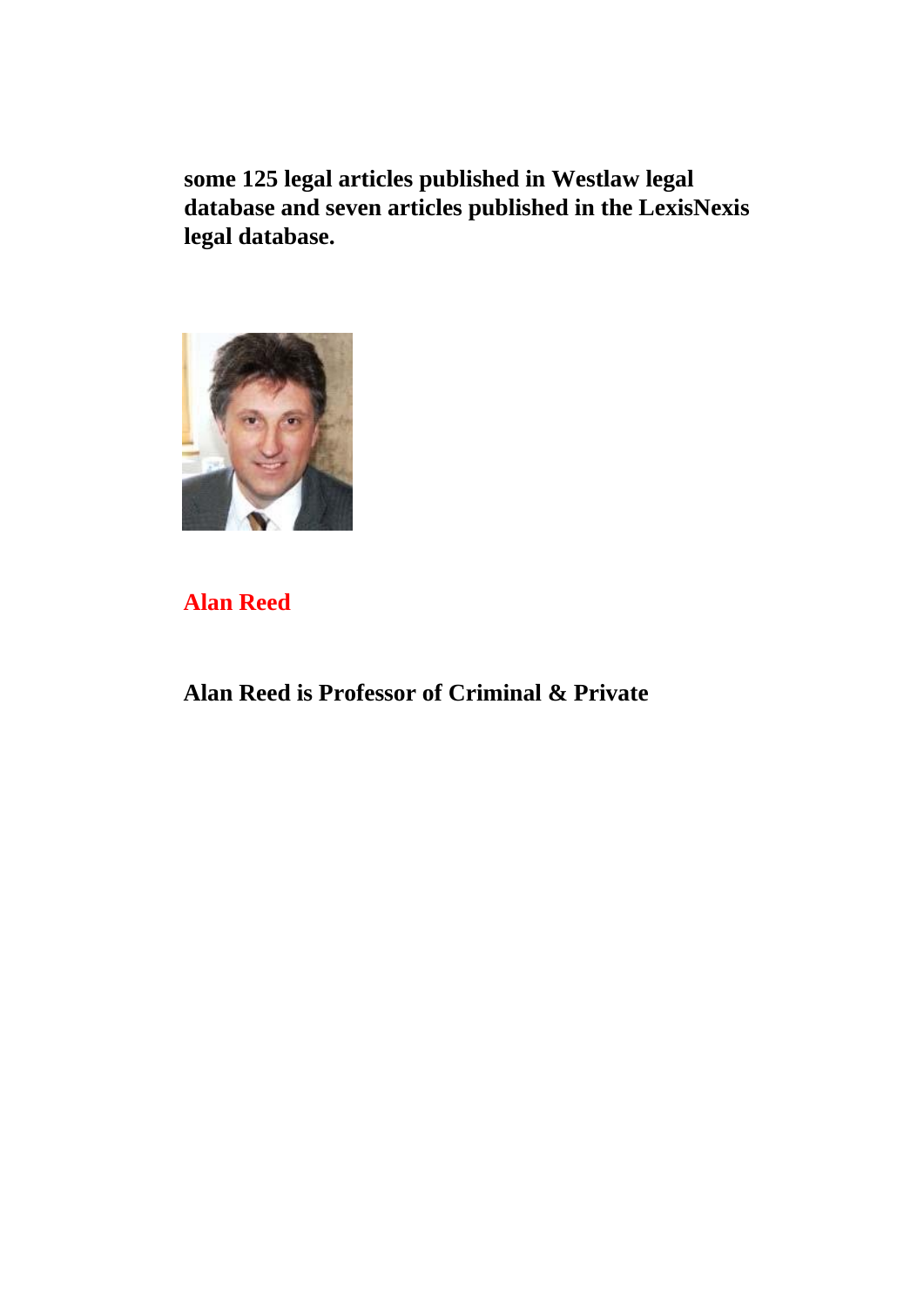**some 125 legal articles published in Westlaw legal database and seven articles published in the LexisNexis legal database.**

**Alan Reed**

**Alan Reed is Professor of Criminal & Private**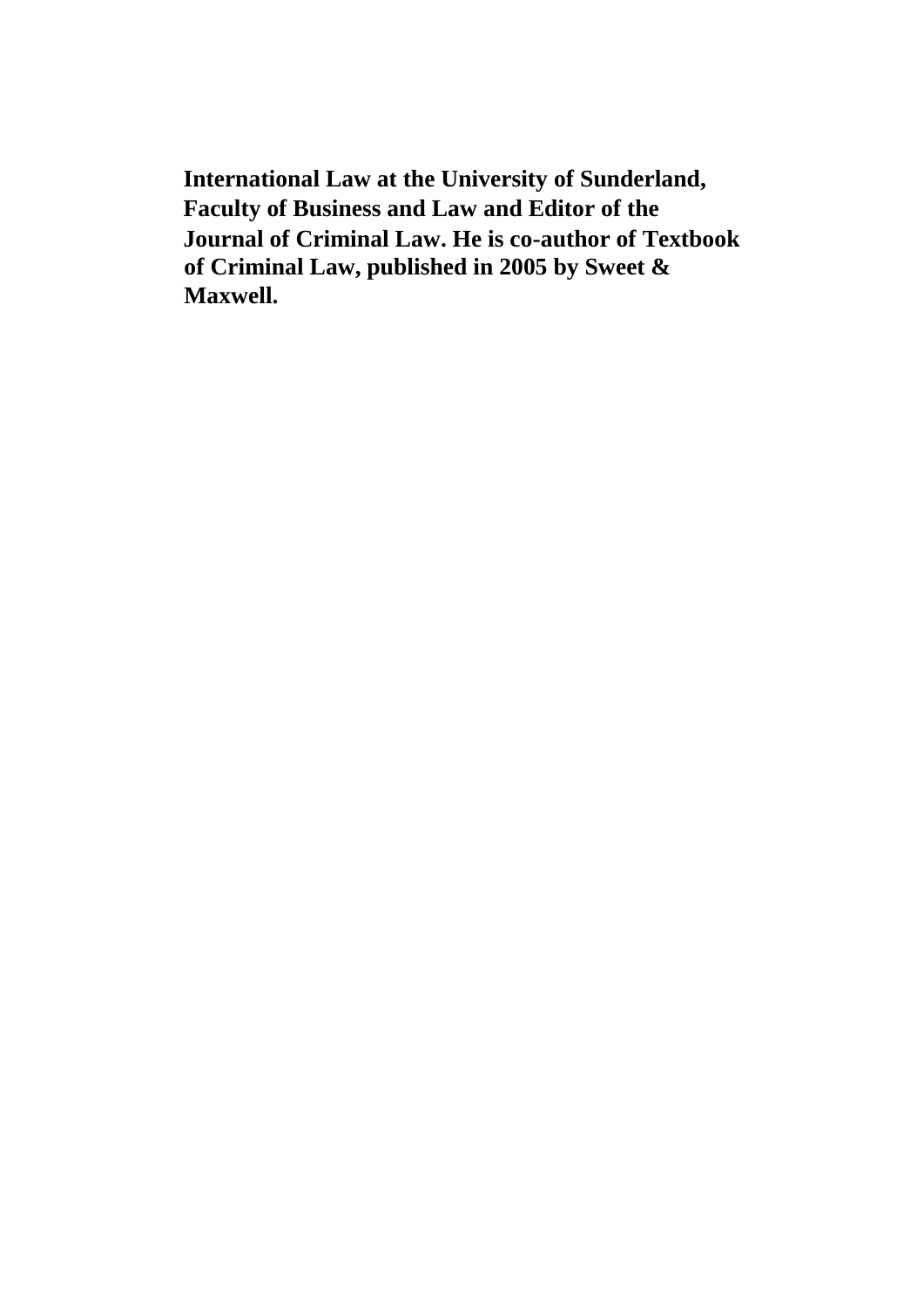**International Law at the University of Sunderland, Faculty of Business and Law and Editor of the Journal of Criminal Law. He is co-author of Textbook of Criminal Law, published in 2005 by Sweet & Maxwell.**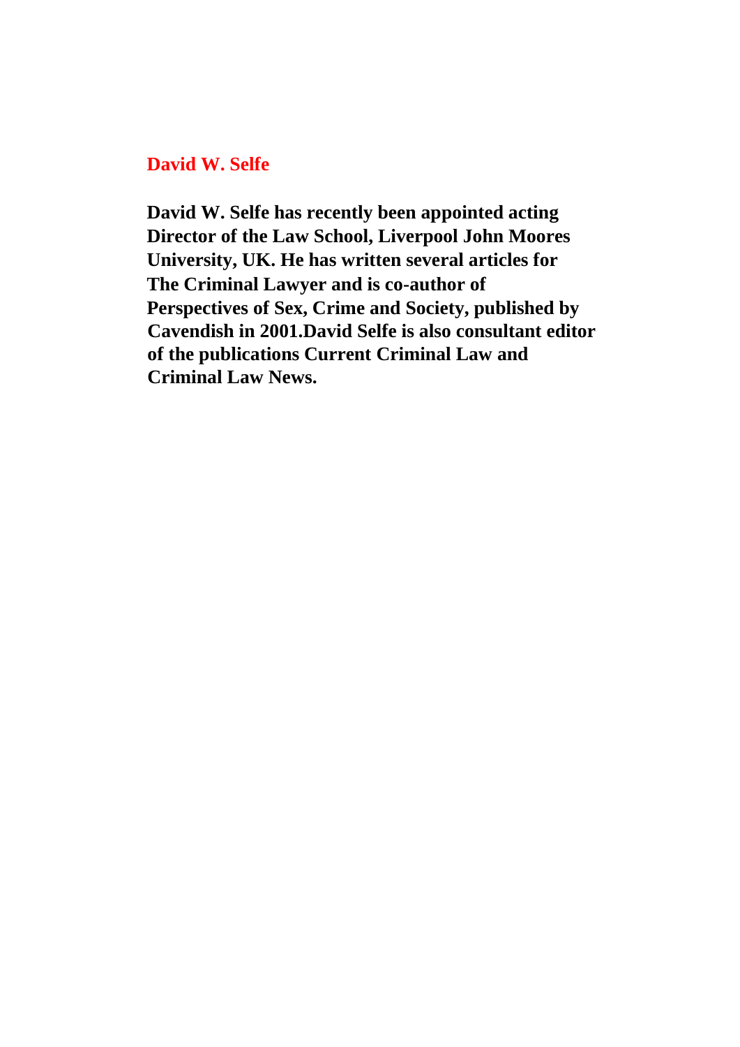## David W. Selfe

**David W. Selfe has recently been appointed acting Director of the Law School, Liverpool John Moores University, UK. He has written several articles for The Criminal Lawyer and is co-author of Perspectives of Sex, Crime and Society, published by Cavendish in 2001.David Selfe is also consultant editor of the publications Current Criminal Law and Criminal Law News.**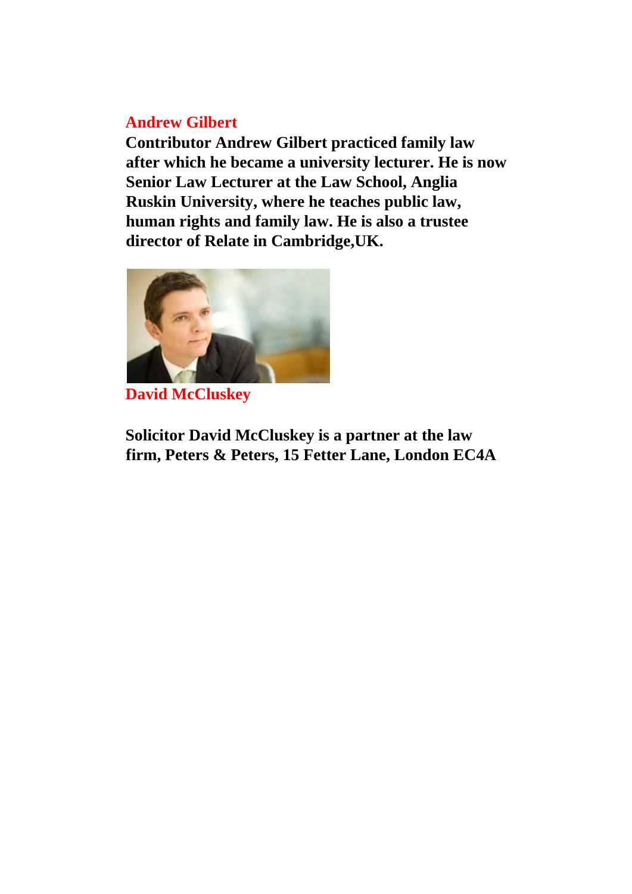**Andrew Gilbert**

**Contributor Andrew Gilbert practiced family law after which he became a university lecturer. He is now Senior Law Lecturer at the Law School, Anglia Ruskin University, where he teaches public law, human rights and family law. He is also a trustee director of Relate in Cambridge,UK.**

**David McCluskey**

**Solicitor David McCluskey is a partner at the law firm, Peters & Peters, 15 Fetter Lane, London EC4A**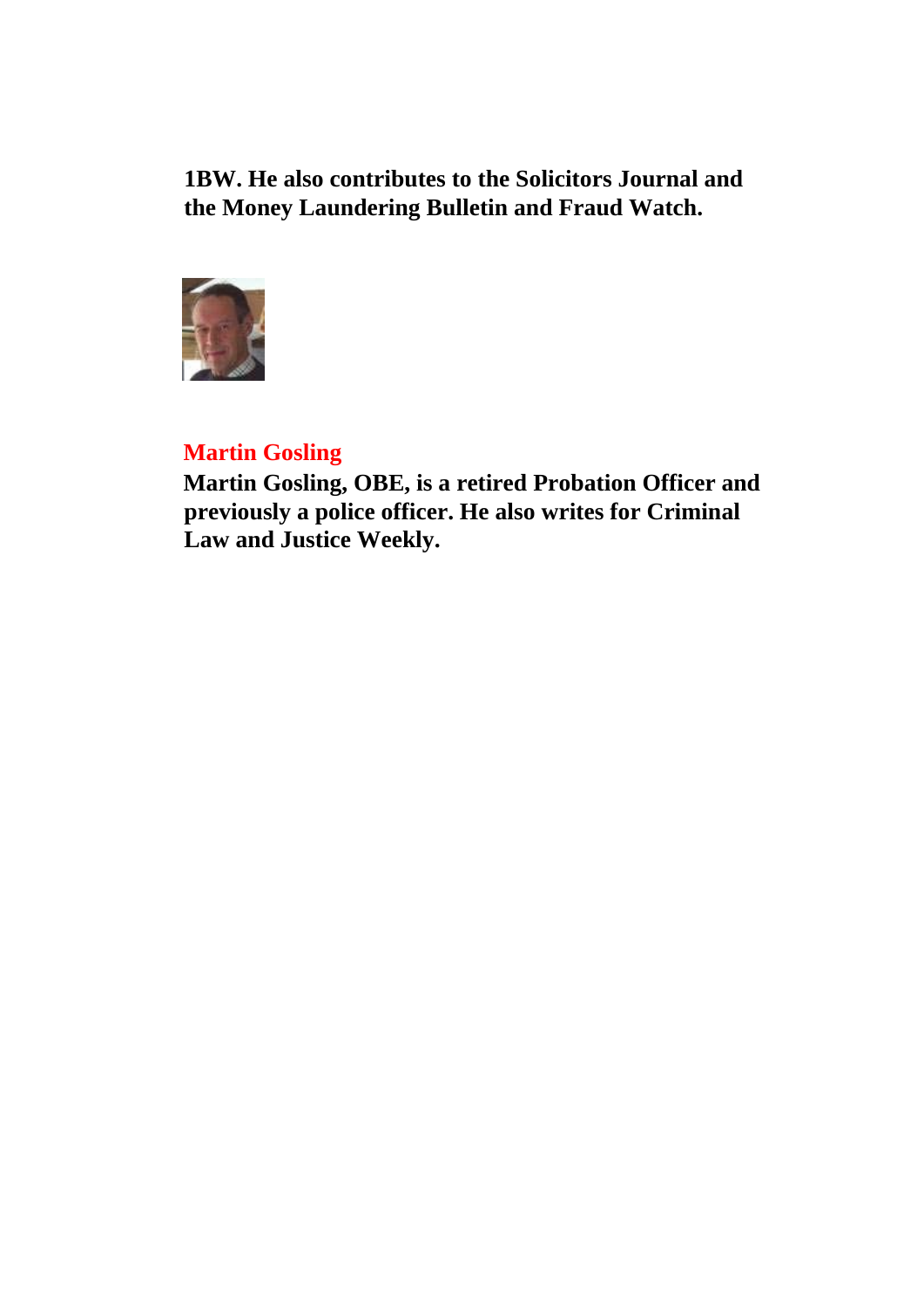**1BW. He also contributes to the Solicitors Journal and the Money Laundering Bulletin and Fraud Watch.**

## Martin Gosling

**Martin Gosling, OBE, is a retired Probation Officer and previously a police officer. He also writes for Criminal Law and Justice Weekly.**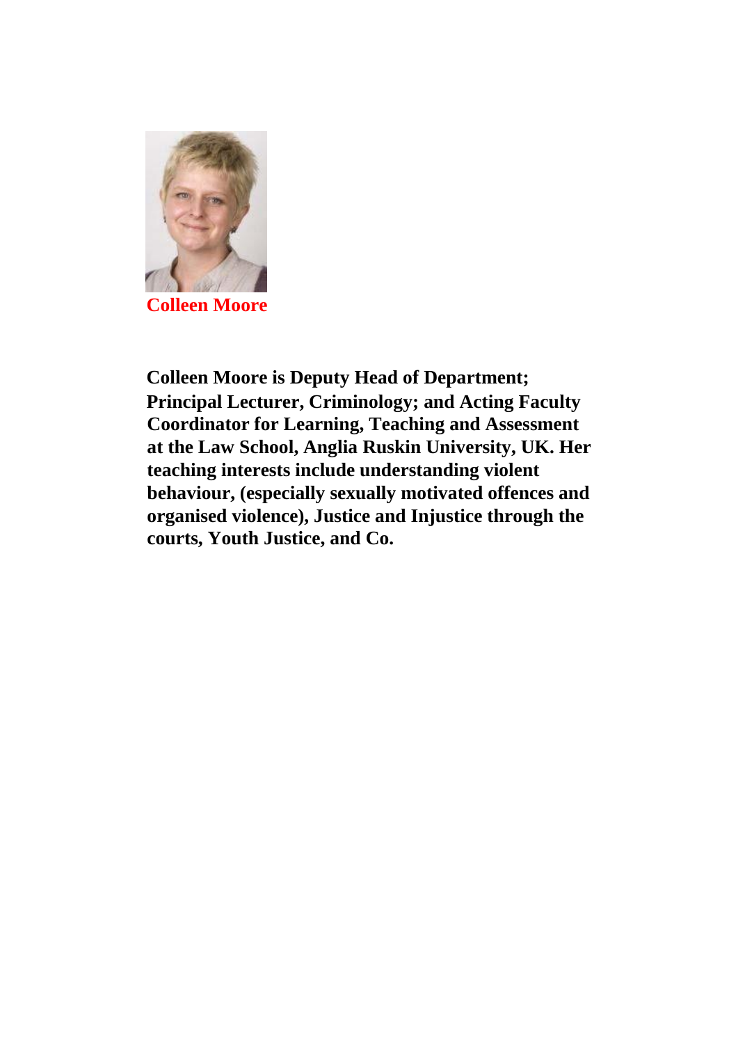**Colleen Moore**

**Colleen Moore is Deputy Head of Department; Principal Lecturer, Criminology; and Acting Faculty Coordinator for Learning, Teaching and Assessment at the Law School, Anglia Ruskin University, UK. Her teaching interests include understanding violent behaviour, (especially sexually motivated offences and organised violence), Justice and Injustice through the courts, Youth Justice, and Co.**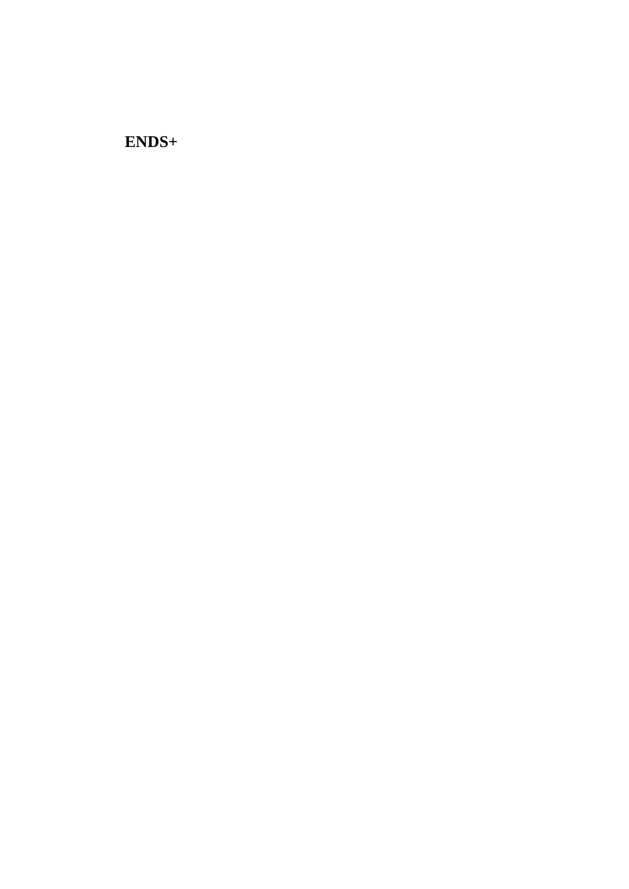**ENDS+**